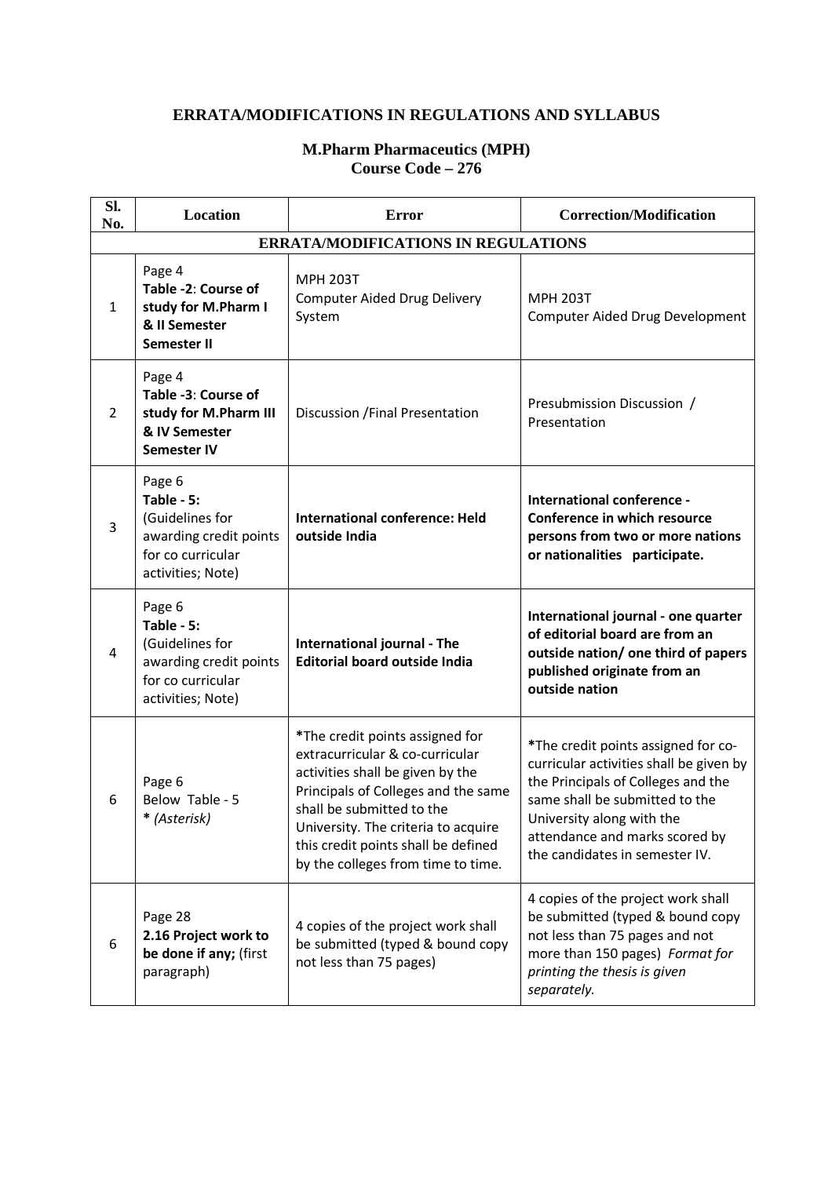# ERRATA/MODIFICATIONS IN REGULATIONS AND SYLLABUS

## M.Pharm Pharmaceutics (MPH)
## Course Code – 276

| Sl. No. | Location | Error | Correction/Modification |
|---|---|---|---|
| **ERRATA/MODIFICATIONS IN REGULATIONS** | | | |
| 1 | Page 4 **Table -2**: **Course of study for M.Pharm I & II Semester Semester II** | MPH 203T Computer Aided Drug Delivery System | MPH 203T Computer Aided Drug Development |
| 2 | Page 4 **Table -3**: **Course of study for M.Pharm III & IV Semester Semester IV** | Discussion /Final Presentation | Presubmission Discussion / Presentation |
| 3 | Page 6 **Table - 5:** (Guidelines for awarding credit points for co curricular activities; Note) | **International conference: Held outside India** | **International conference - Conference in which resource persons from two or more nations or nationalities participate.** |
| 4 | Page 6 **Table - 5:** (Guidelines for awarding credit points for co curricular activities; Note) | **International journal - The Editorial board outside India** | **International journal - one quarter of editorial board are from an outside nation/ one third of papers published originate from an outside nation** |
| 6 | Page 6 Below Table - 5 * *(Asterisk)* | *The credit points assigned for extracurricular & co-curricular activities shall be given by the Principals of Colleges and the same shall be submitted to the University. The criteria to acquire this credit points shall be defined by the colleges from time to time. | *The credit points assigned for co-curricular activities shall be given by the Principals of Colleges and the same shall be submitted to the University along with the attendance and marks scored by the candidates in semester IV. |
| 6 | Page 28 **2.16 Project work to be done if any;** (first paragraph) | 4 copies of the project work shall be submitted (typed & bound copy not less than 75 pages) | 4 copies of the project work shall be submitted (typed & bound copy not less than 75 pages and not more than 150 pages) *Format for printing the thesis is given separately.* |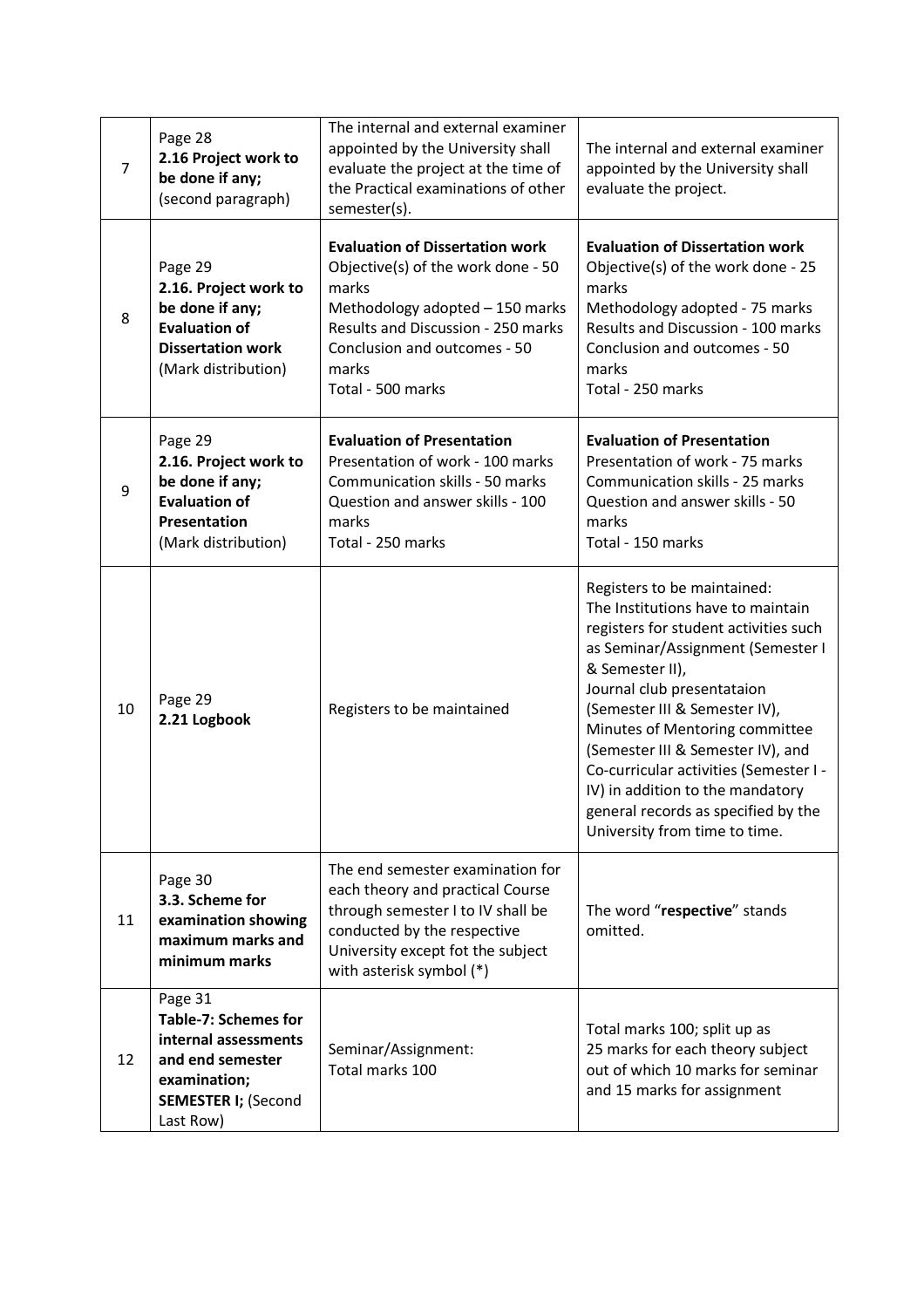| 7 | Page 28<br>**2.16 Project work to be done if any;** (second paragraph) | The internal and external examiner appointed by the University shall evaluate the project at the time of the Practical examinations of other semester(s). | The internal and external examiner appointed by the University shall evaluate the project. |
|---|---|---|---|
| 8 | Page 29<br>**2.16. Project work to be done if any; Evaluation of Dissertation work** (Mark distribution) | **Evaluation of Dissertation work**<br>Objective(s) of the work done - 50 marks<br>Methodology adopted – 150 marks<br>Results and Discussion - 250 marks<br>Conclusion and outcomes - 50 marks<br>Total - 500 marks | **Evaluation of Dissertation work**<br>Objective(s) of the work done - 25 marks<br>Methodology adopted - 75 marks<br>Results and Discussion - 100 marks<br>Conclusion and outcomes - 50 marks<br>Total - 250 marks |
| 9 | Page 29<br>**2.16. Project work to be done if any; Evaluation of Presentation** (Mark distribution) | **Evaluation of Presentation**<br>Presentation of work - 100 marks<br>Communication skills - 50 marks<br>Question and answer skills - 100 marks<br>Total - 250 marks | **Evaluation of Presentation**<br>Presentation of work - 75 marks<br>Communication skills - 25 marks<br>Question and answer skills - 50 marks<br>Total - 150 marks |
| 10 | Page 29<br>**2.21 Logbook** | Registers to be maintained | Registers to be maintained:<br>The Institutions have to maintain registers for student activities such as Seminar/Assignment (Semester I & Semester II),<br>Journal club presentataion (Semester III & Semester IV),<br>Minutes of Mentoring committee (Semester III & Semester IV), and<br>Co-curricular activities (Semester I - IV) in addition to the mandatory general records as specified by the University from time to time. |
| 11 | Page 30<br>**3.3. Scheme for examination showing maximum marks and minimum marks** | The end semester examination for each theory and practical Course through semester I to IV shall be conducted by the respective University except fot the subject with asterisk symbol (*) | The word "**respective**" stands omitted. |
| 12 | Page 31<br>**Table-7: Schemes for internal assessments and end semester examination; SEMESTER I;** (Second Last Row) | Seminar/Assignment:<br>Total marks 100 | Total marks 100; split up as<br>25 marks for each theory subject out of which 10 marks for seminar and 15 marks for assignment |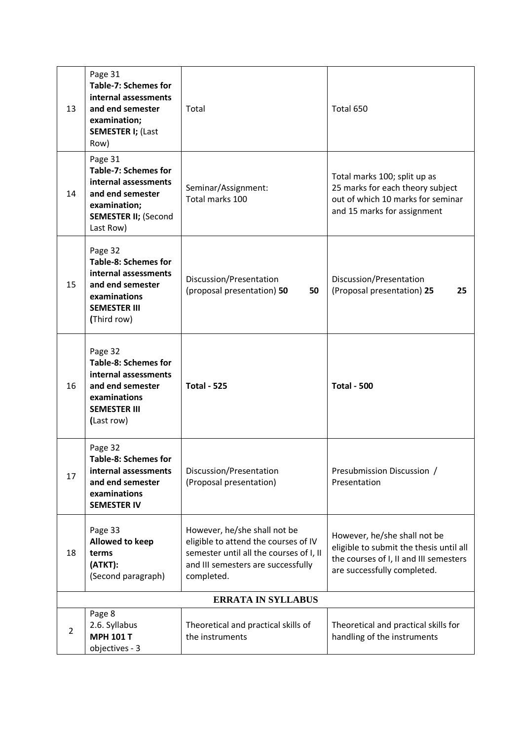| | | | |
|---|---|---|---|
| 13 | Page 31 **Table-7: Schemes for internal assessments and end semester examination; SEMESTER I;** (Last Row) | Total | Total 650 |
| 14 | Page 31 **Table-7: Schemes for internal assessments and end semester examination; SEMESTER II;** (Second Last Row) | Seminar/Assignment: Total marks 100 | Total marks 100; split up as 25 marks for each theory subject out of which 10 marks for seminar and 15 marks for assignment |
| 15 | Page 32 **Table-8: Schemes for internal assessments and end semester examinations SEMESTER III (**Third row) | Discussion/Presentation (proposal presentation) **50** **50** | Discussion/Presentation (Proposal presentation) **25** **25** |
| 16 | Page 32 **Table-8: Schemes for internal assessments and end semester examinations SEMESTER III (**Last row) | **Total - 525** | **Total - 500** |
| 17 | Page 32 **Table-8: Schemes for internal assessments and end semester examinations SEMESTER IV** | Discussion/Presentation (Proposal presentation) | Presubmission Discussion / Presentation |
| 18 | Page 33 **Allowed to keep terms (ATKT):** (Second paragraph) | However, he/she shall not be eligible to attend the courses of IV semester until all the courses of I, II and III semesters are successfully completed. | However, he/she shall not be eligible to submit the thesis until all the courses of I, II and III semesters are successfully completed. |
| **ERRATA IN SYLLABUS** | | | |
| 2 | Page 8 2.6. Syllabus **MPH 101 T** objectives - 3 | Theoretical and practical skills of the instruments | Theoretical and practical skills for handling of the instruments |